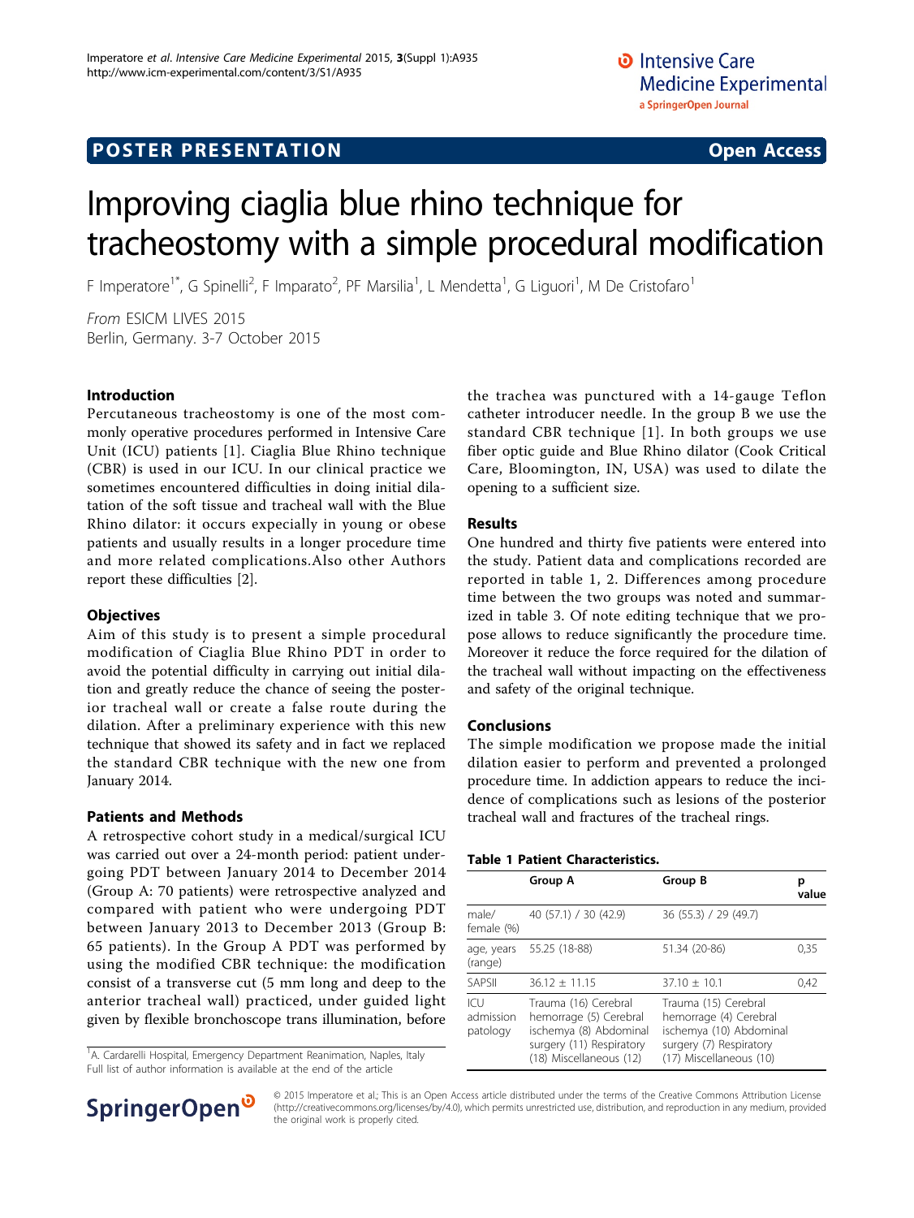POSTER PRESENTATION **Open Access**

# Improving ciaglia blue rhino technique for tracheostomy with a simple procedural modification

F Imperatore[1*], G Spinelli[2], F Imparato[2], PF Marsilia[1], L Mendetta[1], G Liguori[1], M De Cristofaro[1]

*From* ESICM LIVES 2015
Berlin, Germany. 3-7 October 2015

## Introduction

Percutaneous tracheostomy is one of the most commonly operative procedures performed in Intensive Care Unit (ICU) patients [1]. Ciaglia Blue Rhino technique (CBR) is used in our ICU. In our clinical practice we sometimes encountered difficulties in doing initial dilatation of the soft tissue and tracheal wall with the Blue Rhino dilator: it occurs expecially in young or obese patients and usually results in a longer procedure time and more related complications.Also other Authors report these difficulties [2].

## Objectives

Aim of this study is to present a simple procedural modification of Ciaglia Blue Rhino PDT in order to avoid the potential difficulty in carrying out initial dilation and greatly reduce the chance of seeing the posterior tracheal wall or create a false route during the dilation. After a preliminary experience with this new technique that showed its safety and in fact we replaced the standard CBR technique with the new one from January 2014.

## Patients and Methods

A retrospective cohort study in a medical/surgical ICU was carried out over a 24-month period: patient undergoing PDT between January 2014 to December 2014 (Group A: 70 patients) were retrospective analyzed and compared with patient who were undergoing PDT between January 2013 to December 2013 (Group B: 65 patients). In the Group A PDT was performed by using the modified CBR technique: the modification consist of a transverse cut (5 mm long and deep to the anterior tracheal wall) practiced, under guided light given by flexible bronchoscope trans illumination, before the trachea was punctured with a 14-gauge Teflon catheter introducer needle. In the group B we use the standard CBR technique [1]. In both groups we use fiber optic guide and Blue Rhino dilator (Cook Critical Care, Bloomington, IN, USA) was used to dilate the opening to a sufficient size.

## Results

One hundred and thirty five patients were entered into the study. Patient data and complications recorded are reported in table 1, 2. Differences among procedure time between the two groups was noted and summarized in table 3. Of note editing technique that we propose allows to reduce significantly the procedure time. Moreover it reduce the force required for the dilation of the tracheal wall without impacting on the effectiveness and safety of the original technique.

## Conclusions

The simple modification we propose made the initial dilation easier to perform and prevented a prolonged procedure time. In addiction appears to reduce the incidence of complications such as lesions of the posterior tracheal wall and fractures of the tracheal rings.

**Table 1 Patient Characteristics.**

| | Group A | Group B | p value |
|---|---|---|---|
| male/ female (%) | 40 (57.1) / 30 (42.9) | 36 (55.3) / 29 (49.7) | |
| age, years (range) | 55.25 (18-88) | 51.34 (20-86) | 0,35 |
| SAPSII | 36.12 ± 11.15 | 37.10 ± 10.1 | 0,42 |
| ICU admission patology | Trauma (16) Cerebral hemorrage (5) Cerebral ischemya (8) Abdominal surgery (11) Respiratory (18) Miscellaneous (12) | Trauma (15) Cerebral hemorrage (4) Cerebral ischemya (10) Abdominal surgery (7) Respiratory (17) Miscellaneous (10) | |

[1]A. Cardarelli Hospital, Emergency Department Reanimation, Naples, Italy
Full list of author information is available at the end of the article

© 2015 Imperatore et al.; This is an Open Access article distributed under the terms of the Creative Commons Attribution License (http://creativecommons.org/licenses/by/4.0), which permits unrestricted use, distribution, and reproduction in any medium, provided the original work is properly cited.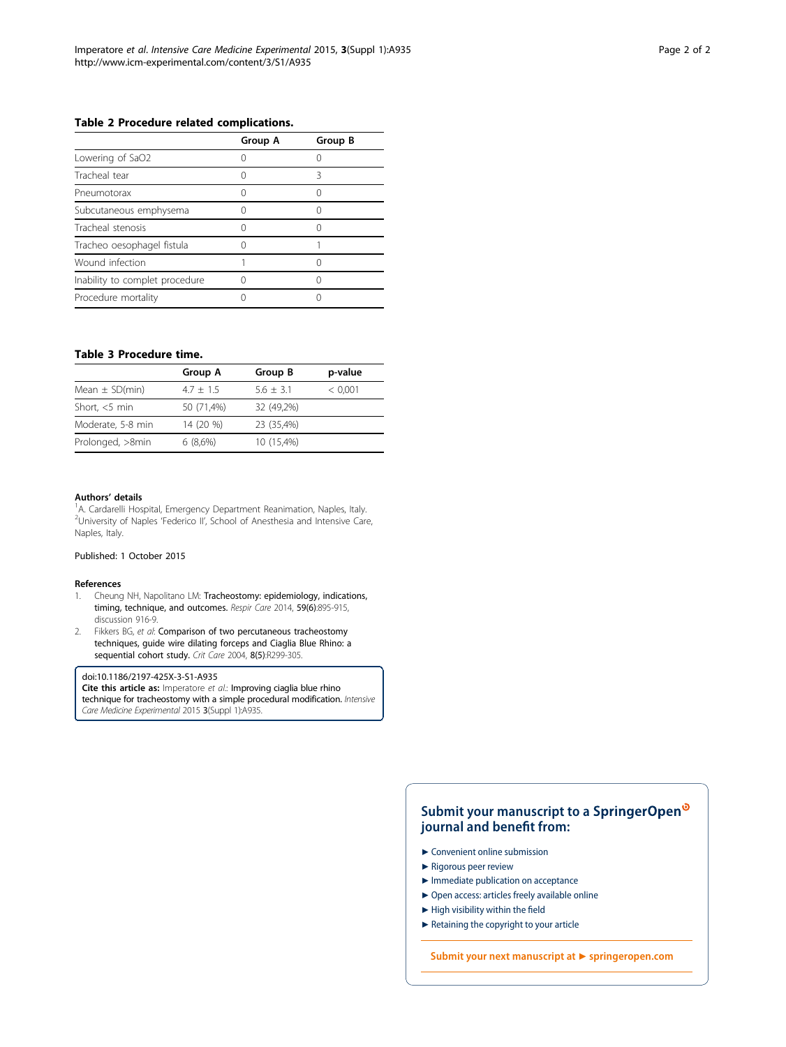**Table 2 Procedure related complications.**

| | Group A | Group B |
|---|---|---|
| Lowering of SaO2 | 0 | 0 |
| Tracheal tear | 0 | 3 |
| Pneumotorax | 0 | 0 |
| Subcutaneous emphysema | 0 | 0 |
| Tracheal stenosis | 0 | 0 |
| Tracheo oesophagel fistula | 0 | 1 |
| Wound infection | 1 | 0 |
| Inability to complet procedure | 0 | 0 |
| Procedure mortality | 0 | 0 |

**Table 3 Procedure time.**

| | Group A | Group B | p-value |
|---|---|---|---|
| Mean ± SD(min) | 4.7 ± 1.5 | 5.6 ± 3.1 | < 0,001 |
| Short, <5 min | 50 (71,4%) | 32 (49,2%) | |
| Moderate, 5-8 min | 14 (20 %) | 23 (35,4%) | |
| Prolonged, >8min | 6 (8,6%) | 10 (15,4%) | |

**Authors' details**

[1]A. Cardarelli Hospital, Emergency Department Reanimation, Naples, Italy. [2]University of Naples 'Federico II', School of Anesthesia and Intensive Care, Naples, Italy.

Published: 1 October 2015

**References**

1. Cheung NH, Napolitano LM: **Tracheostomy: epidemiology, indications, timing, technique, and outcomes.** *Respir Care* 2014, **59(6)**:895-915, discussion 916-9.
2. Fikkers BG, *et al*: **Comparison of two percutaneous tracheostomy techniques, guide wire dilating forceps and Ciaglia Blue Rhino: a sequential cohort study.** *Crit Care* 2004, **8(5)**:R299-305.

doi:10.1186/2197-425X-3-S1-A935
**Cite this article as:** Imperatore *et al.*: Improving ciaglia blue rhino technique for tracheostomy with a simple procedural modification. *Intensive Care Medicine Experimental* 2015 **3**(Suppl 1):A935.

**Submit your manuscript to a SpringerOpen journal and benefit from:**

- ► Convenient online submission
- ► Rigorous peer review
- ► Immediate publication on acceptance
- ► Open access: articles freely available online
- ► High visibility within the field
- ► Retaining the copyright to your article

**Submit your next manuscript at ► springeropen.com**